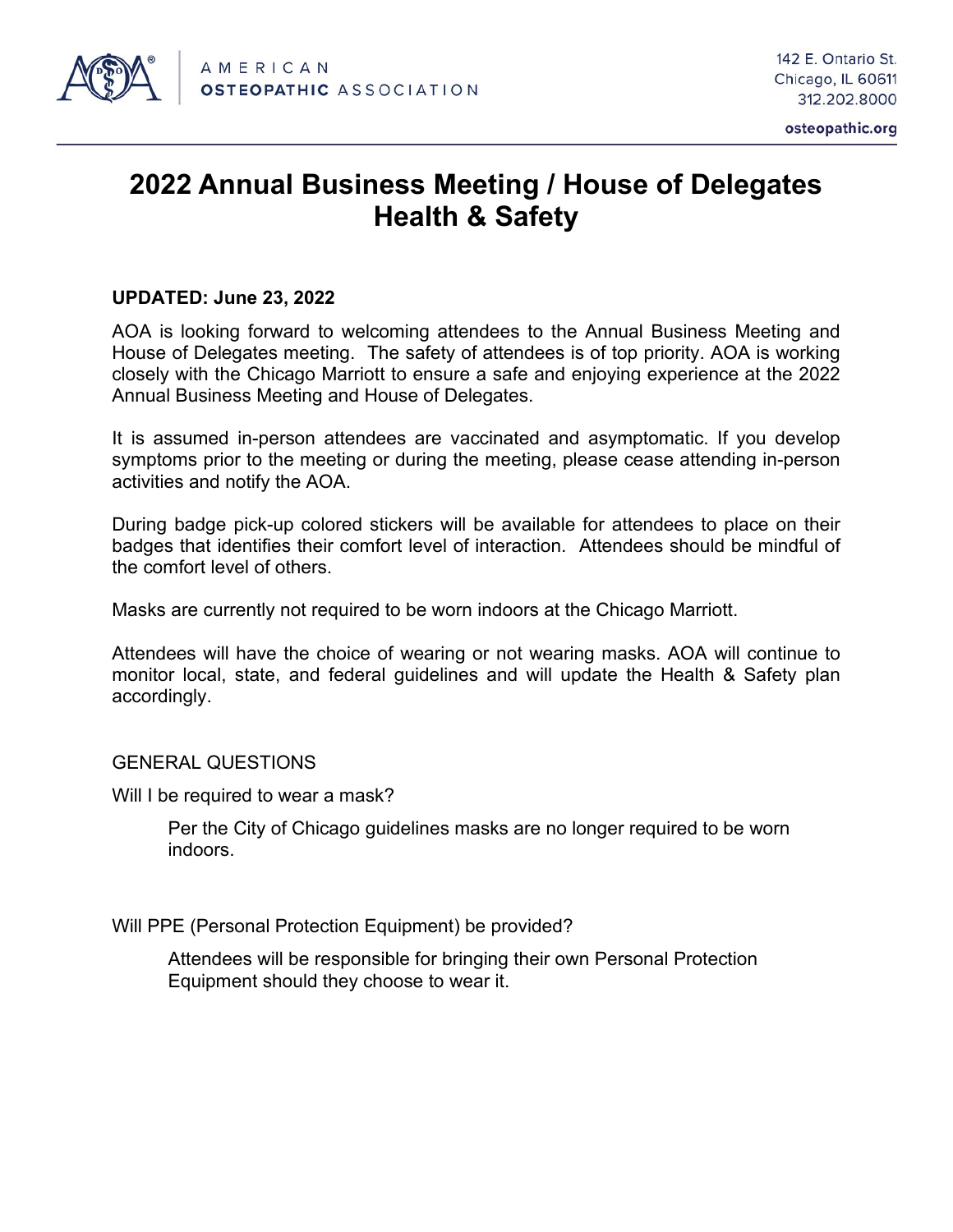AMERICAN OSTEOPATHIC ASSOCIATION

142 E. Ontario St.
Chicago, IL 60611
312.202.8000

osteopathic.org

# 2022 Annual Business Meeting / House of Delegates Health & Safety

**UPDATED: June 23, 2022**

AOA is looking forward to welcoming attendees to the Annual Business Meeting and House of Delegates meeting. The safety of attendees is of top priority. AOA is working closely with the Chicago Marriott to ensure a safe and enjoying experience at the 2022 Annual Business Meeting and House of Delegates.

It is assumed in-person attendees are vaccinated and asymptomatic. If you develop symptoms prior to the meeting or during the meeting, please cease attending in-person activities and notify the AOA.

During badge pick-up colored stickers will be available for attendees to place on their badges that identifies their comfort level of interaction. Attendees should be mindful of the comfort level of others.

Masks are currently not required to be worn indoors at the Chicago Marriott.

Attendees will have the choice of wearing or not wearing masks. AOA will continue to monitor local, state, and federal guidelines and will update the Health & Safety plan accordingly.

GENERAL QUESTIONS

Will I be required to wear a mask?

> Per the City of Chicago guidelines masks are no longer required to be worn indoors.

Will PPE (Personal Protection Equipment) be provided?

> Attendees will be responsible for bringing their own Personal Protection Equipment should they choose to wear it.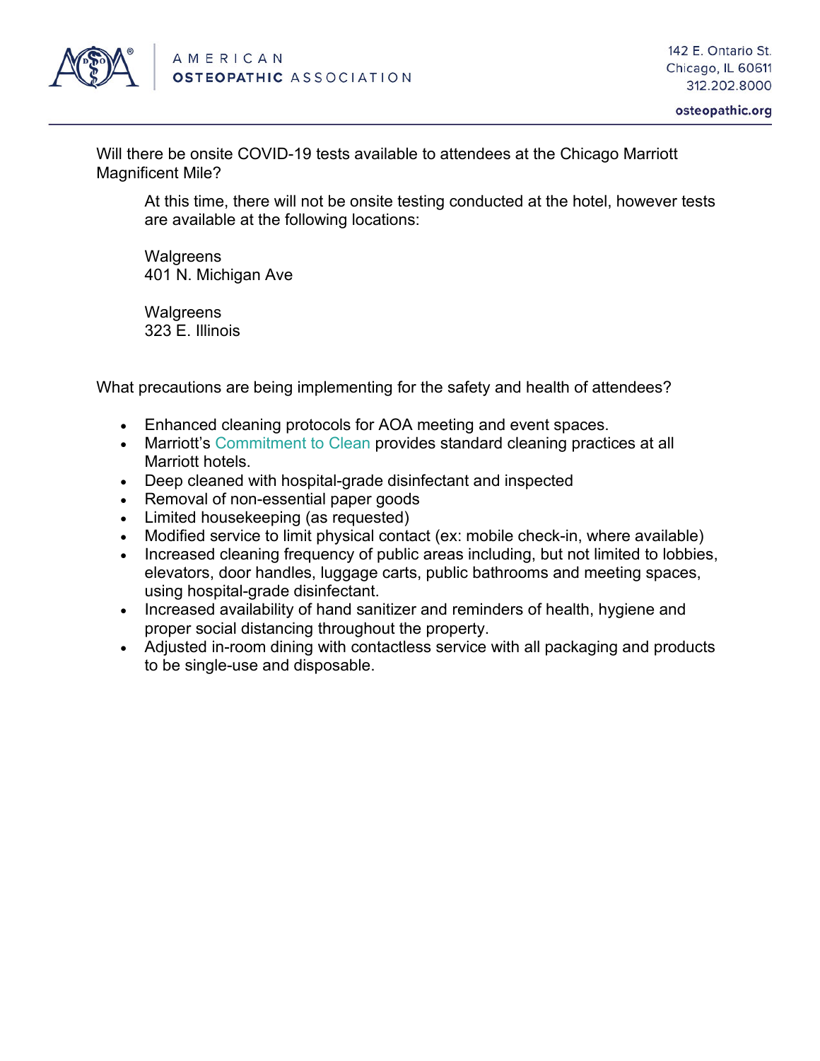Will there be onsite COVID-19 tests available to attendees at the Chicago Marriott Magnificent Mile?

> At this time, there will not be onsite testing conducted at the hotel, however tests are available at the following locations:
>
> Walgreens
> 401 N. Michigan Ave
>
> Walgreens
> 323 E. Illinois

What precautions are being implementing for the safety and health of attendees?

- Enhanced cleaning protocols for AOA meeting and event spaces.
- Marriott's Commitment to Clean provides standard cleaning practices at all Marriott hotels.
- Deep cleaned with hospital-grade disinfectant and inspected
- Removal of non-essential paper goods
- Limited housekeeping (as requested)
- Modified service to limit physical contact (ex: mobile check-in, where available)
- Increased cleaning frequency of public areas including, but not limited to lobbies, elevators, door handles, luggage carts, public bathrooms and meeting spaces, using hospital-grade disinfectant.
- Increased availability of hand sanitizer and reminders of health, hygiene and proper social distancing throughout the property.
- Adjusted in-room dining with contactless service with all packaging and products to be single-use and disposable.